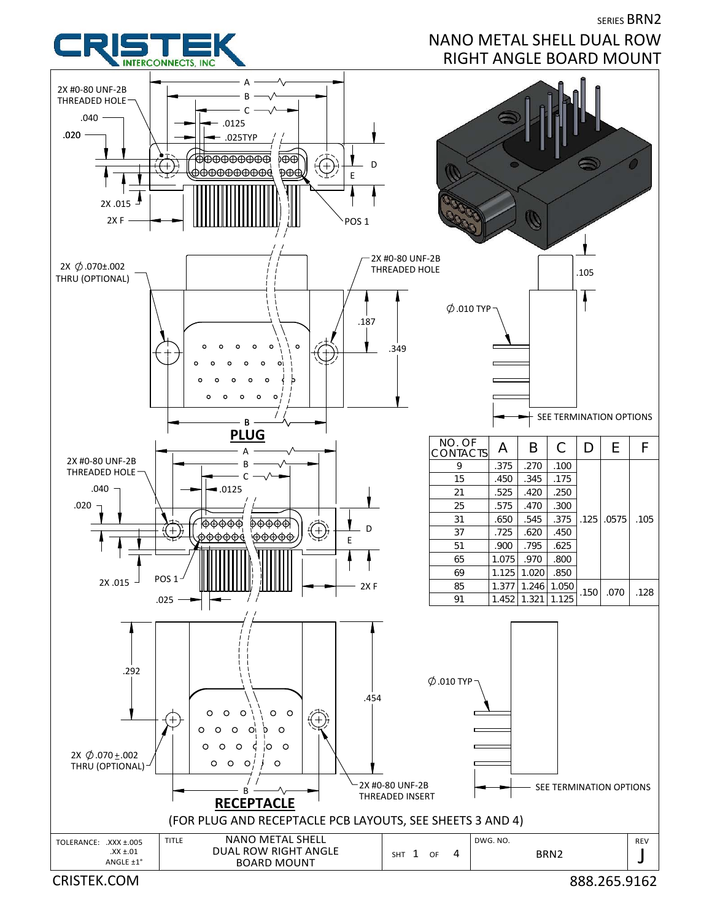CRISTEK INTERCONNECTS, INC

SERIES BRN2

# NANO METAL SHELL DUAL ROW RIGHT ANGLE BOARD MOUNT

## PLUG

2X #0-80 UNF-2B THREADED HOLE

.040

.020

.0125

.025TYP

A

B

C

D

E

2X .015

2X F

POS 1

2X $\varnothing$.070±.002 THRU (OPTIONAL)

2X #0-80 UNF-2B THREADED HOLE

.187

.349

.105

$\varnothing$.010 TYP

SEE TERMINATION OPTIONS

| NO. OF CONTACTS | A | B | C | D | E | F |
|---|---|---|---|---|---|---|
| 9 | .375 | .270 | .100 | .125 | .0575 | .105 |
| 15 | .450 | .345 | .175 | | | |
| 21 | .525 | .420 | .250 | | | |
| 25 | .575 | .470 | .300 | | | |
| 31 | .650 | .545 | .375 | | | |
| 37 | .725 | .620 | .450 | | | |
| 51 | .900 | .795 | .625 | | | |
| 65 | 1.075 | .970 | .800 | | | |
| 69 | 1.125 | 1.020 | .850 | | | |
| 85 | 1.377 | 1.246 | 1.050 | .150 | .070 | .128 |
| 91 | 1.452 | 1.321 | 1.125 | | | |

## RECEPTACLE

2X #0-80 UNF-2B THREADED HOLE

.040

.020

.0125

A

B

C

D

E

2X .015

POS 1

.025

2X F

.292

.454

$\varnothing$.010 TYP

2X $\varnothing$.070±.002 THRU (OPTIONAL)

2X #0-80 UNF-2B THREADED INSERT

SEE TERMINATION OPTIONS

(FOR PLUG AND RECEPTACLE PCB LAYOUTS, SEE SHEETS 3 AND 4)

| TOLERANCE: .XXX ±.005 .XX ±.01 ANGLE ±1° | TITLE: NANO METAL SHELL DUAL ROW RIGHT ANGLE BOARD MOUNT | SHT 1 OF 4 | DWG. NO. BRN2 | REV J |
|---|---|---|---|---|

CRISTEK.COM

888.265.9162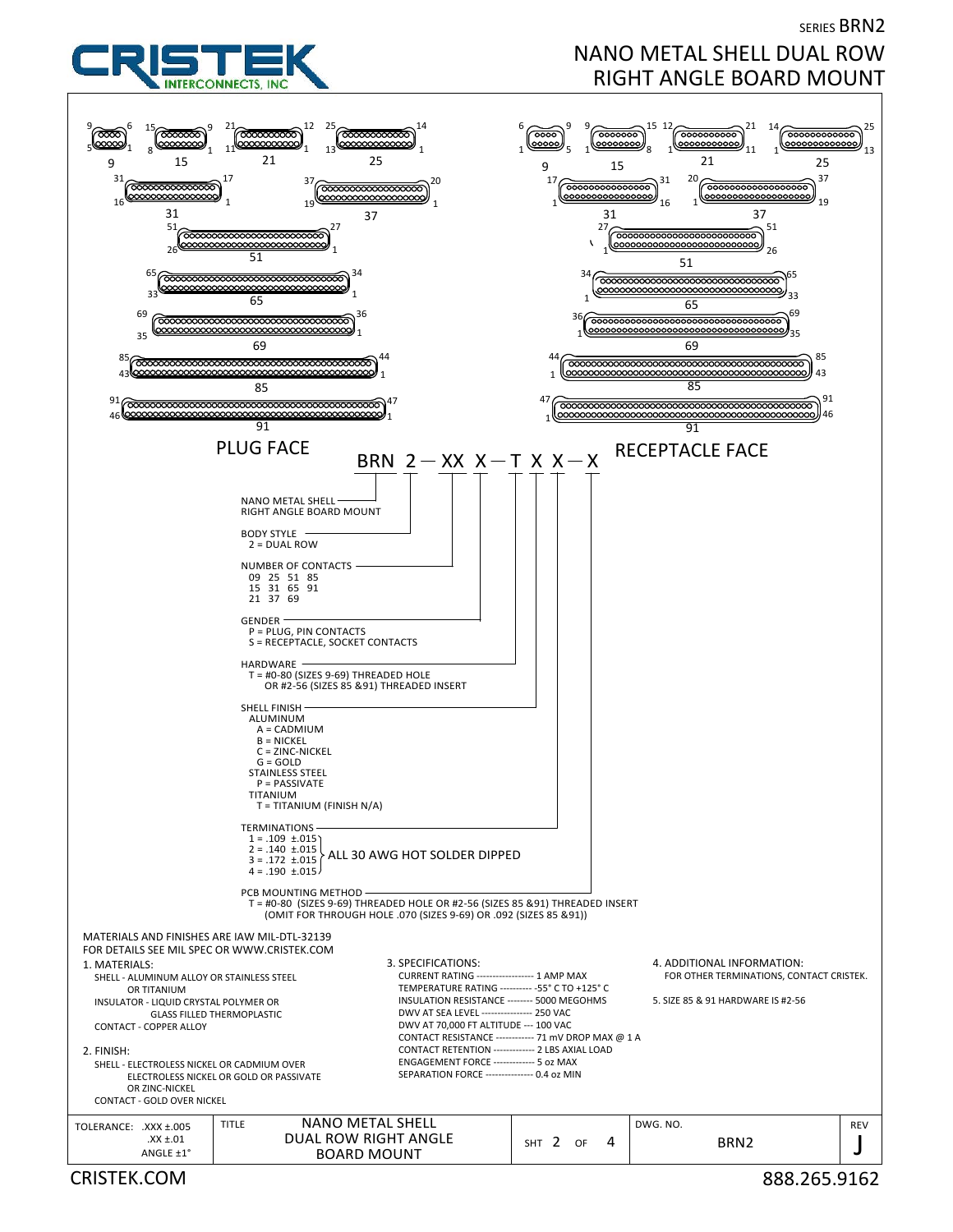SERIES BRN2

# NANO METAL SHELL DUAL ROW RIGHT ANGLE BOARD MOUNT

PLUG FACE: 9, 15, 21, 25, 31, 37, 51, 65, 69, 85, 91

RECEPTACLE FACE: 9, 15, 21, 25, 31, 37, 51, 65, 69, 85, 91

## BRN 2 — XX X — T X X — X

**NANO METAL SHELL RIGHT ANGLE BOARD MOUNT**

**BODY STYLE**
- 2 = DUAL ROW

**NUMBER OF CONTACTS**
- 09 25 51 85
- 15 31 65 91
- 21 37 69

**GENDER**
- P = PLUG, PIN CONTACTS
- S = RECEPTACLE, SOCKET CONTACTS

**HARDWARE**
- T = #0-80 (SIZES 9-69) THREADED HOLE OR #2-56 (SIZES 85 &91) THREADED INSERT

**SHELL FINISH**
- ALUMINUM
  - A = CADMIUM
  - B = NICKEL
  - C = ZINC-NICKEL
  - G = GOLD
- STAINLESS STEEL
  - P = PASSIVATE
- TITANIUM
  - T = TITANIUM (FINISH N/A)

**TERMINATIONS**
- 1 = .109 ±.015
- 2 = .140 ±.015
- 3 = .172 ±.015
- 4 = .190 ±.015

ALL 30 AWG HOT SOLDER DIPPED

**PCB MOUNTING METHOD**
- T = #0-80 (SIZES 9-69) THREADED HOLE OR #2-56 (SIZES 85 &91) THREADED INSERT (OMIT FOR THROUGH HOLE .070 (SIZES 9-69) OR .092 (SIZES 85 &91))

MATERIALS AND FINISHES ARE IAW MIL-DTL-32139
FOR DETAILS SEE MIL SPEC OR WWW.CRISTEK.COM

1. MATERIALS:
   - SHELL - ALUMINUM ALLOY OR STAINLESS STEEL OR TITANIUM
   - INSULATOR - LIQUID CRYSTAL POLYMER OR GLASS FILLED THERMOPLASTIC
   - CONTACT - COPPER ALLOY
2. FINISH:
   - SHELL - ELECTROLESS NICKEL OR CADMIUM OVER ELECTROLESS NICKEL OR GOLD OR PASSIVATE OR ZINC-NICKEL
   - CONTACT - GOLD OVER NICKEL
3. SPECIFICATIONS:
   - CURRENT RATING ------------------ 1 AMP MAX
   - TEMPERATURE RATING ---------- -55° C TO +125° C
   - INSULATION RESISTANCE -------- 5000 MEGOHMS
   - DWV AT SEA LEVEL ---------------- 250 VAC
   - DWV AT 70,000 FT ALTITUDE --- 100 VAC
   - CONTACT RESISTANCE ------------ 71 mV DROP MAX @ 1 A
   - CONTACT RETENTION ------------- 2 LBS AXIAL LOAD
   - ENGAGEMENT FORCE ------------- 5 oz MAX
   - SEPARATION FORCE --------------- 0.4 oz MIN
4. ADDITIONAL INFORMATION:
   FOR OTHER TERMINATIONS, CONTACT CRISTEK.
5. SIZE 85 & 91 HARDWARE IS #2-56

| TOLERANCE: .XXX ±.005 .XX ±.01 ANGLE ±1° | TITLE: NANO METAL SHELL DUAL ROW RIGHT ANGLE BOARD MOUNT | SHT 2 OF 4 | DWG. NO. BRN2 | REV J |
|---|---|---|---|---|

CRISTEK.COM 888.265.9162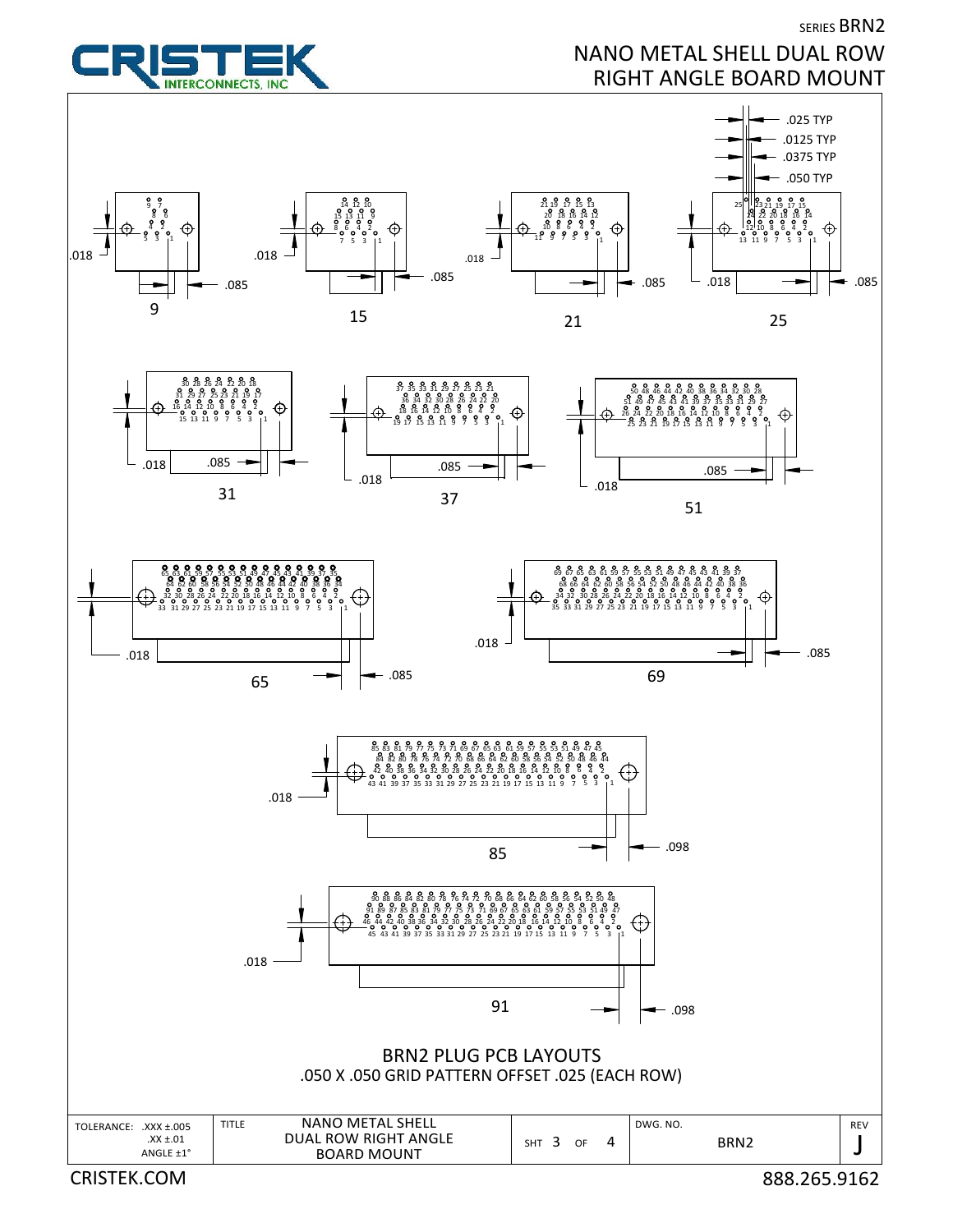SERIES BRN2

# NANO METAL SHELL DUAL ROW RIGHT ANGLE BOARD MOUNT

.025 TYP
.0125 TYP
.0375 TYP
.050 TYP

9 — .018, .085

15 — .018, .085

21 — .018, .085

25 — .018, .085

31 — .018, .085

37 — .018, .085

51 — .018, .085

65 — .018, .085

69 — .018, .085

85 — .018, .098

91 — .018, .098

## BRN2 PLUG PCB LAYOUTS

.050 X .050 GRID PATTERN OFFSET .025 (EACH ROW)

| TOLERANCE: .XXX ±.005 .XX ±.01 ANGLE ±1° | TITLE NANO METAL SHELL DUAL ROW RIGHT ANGLE BOARD MOUNT | SHT 3 OF 4 | DWG. NO. BRN2 | REV J |
|---|---|---|---|---|

CRISTEK.COM 888.265.9162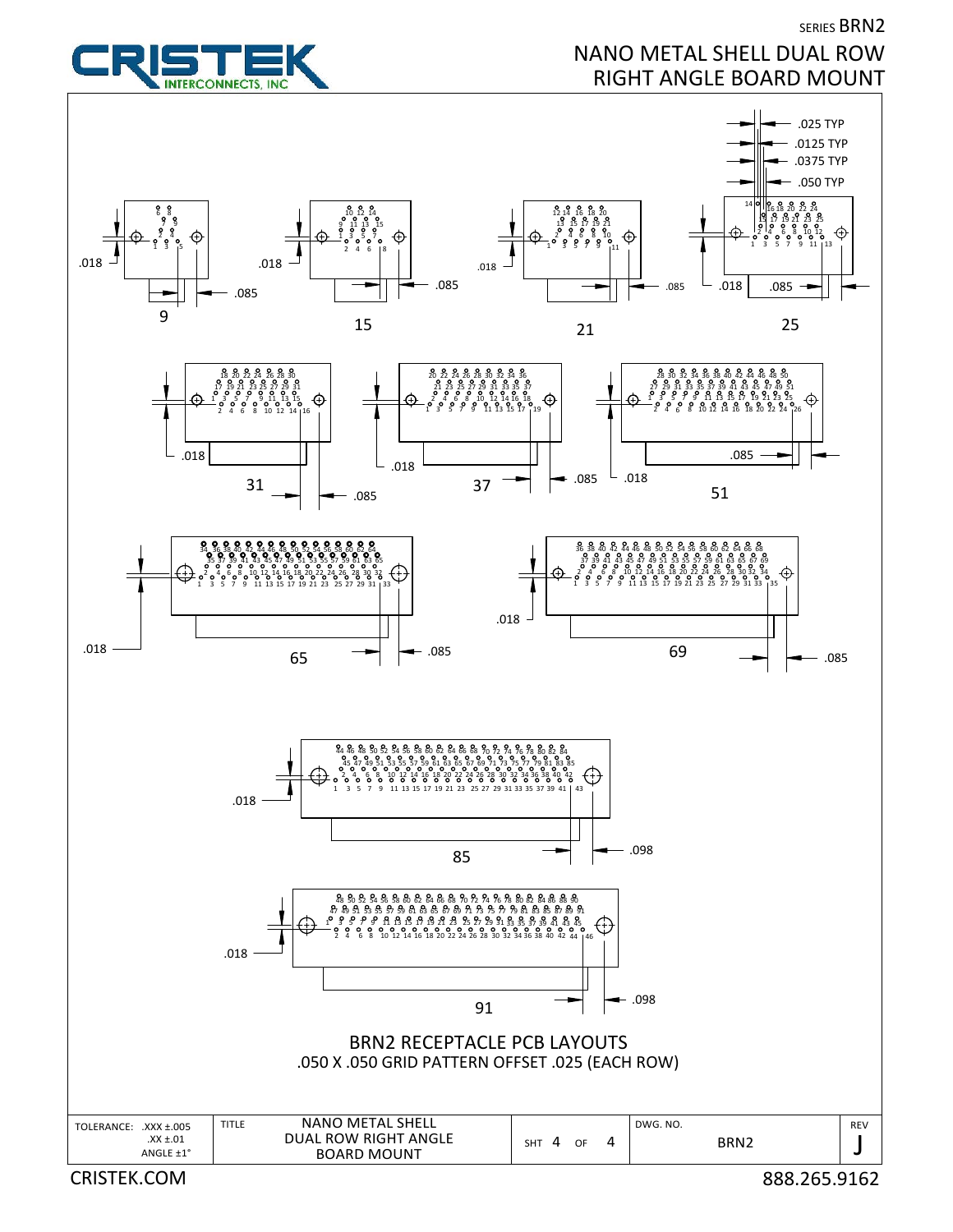SERIES BRN2

# NANO METAL SHELL DUAL ROW RIGHT ANGLE BOARD MOUNT

.025 TYP
.0125 TYP
.0375 TYP
.050 TYP

9
.018
.085

15
.018
.085

21
.018
.085

25
.018
.085

31
.018
.085

37
.018
.085

51
.018
.085

65
.018
.085

69
.018
.085

85
.018
.098

91
.018
.098

## BRN2 RECEPTACLE PCB LAYOUTS

.050 X .050 GRID PATTERN OFFSET .025 (EACH ROW)

| | | | | |
|---|---|---|---|---|
| TOLERANCE: .XXX ±.005<br>.XX ±.01<br>ANGLE ±1° | TITLE NANO METAL SHELL DUAL ROW RIGHT ANGLE BOARD MOUNT | SHT 4 OF 4 | DWG. NO. BRN2 | REV J |

CRISTEK.COM 888.265.9162